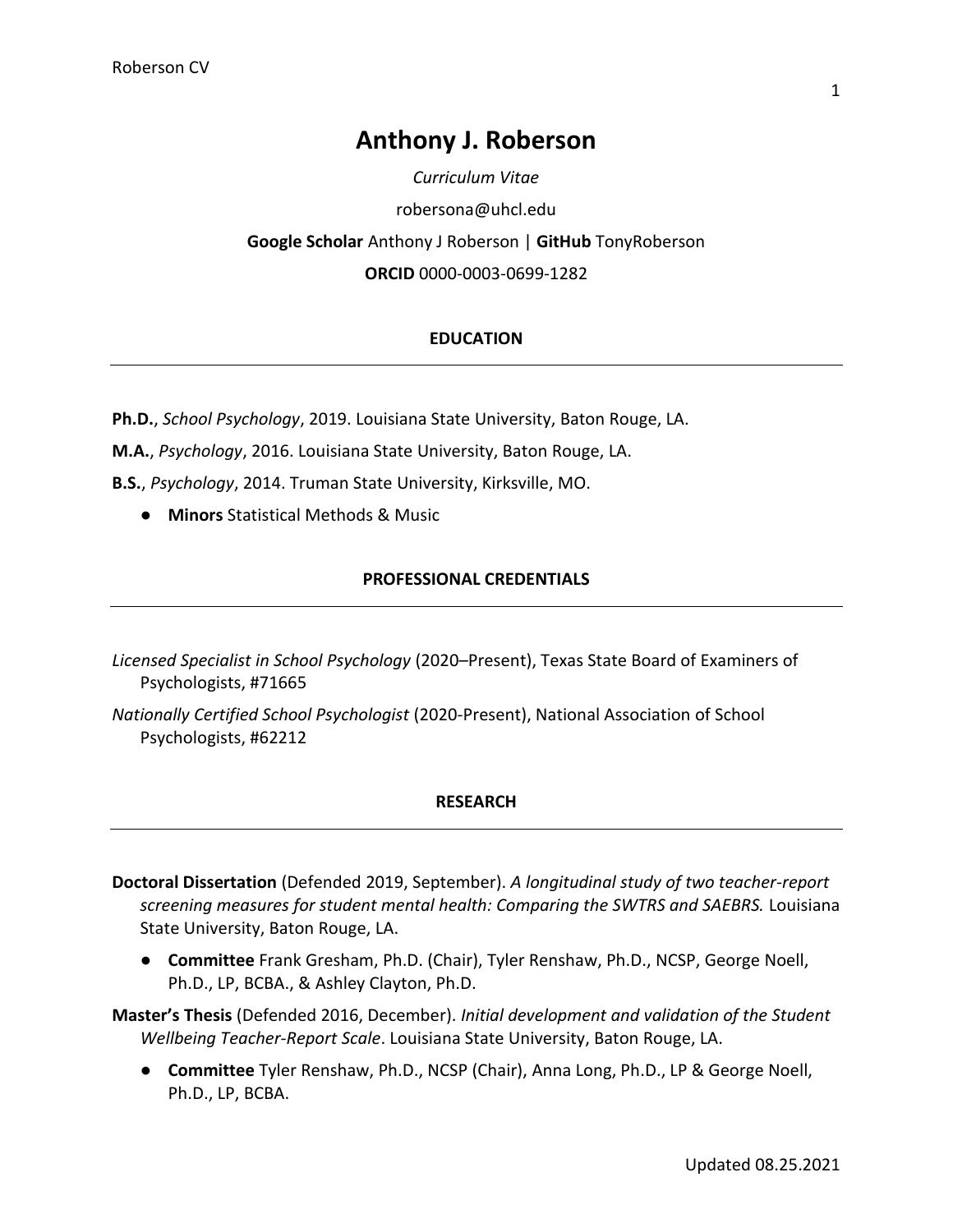# Anthony J. Roberson

*Curriculum Vitae*

robersona@uhcl.edu

**Google Scholar** Anthony J Roberson | **GitHub** TonyRoberson

**ORCID** 0000-0003-0699-1282

## EDUCATION

**Ph.D.**, *School Psychology*, 2019. Louisiana State University, Baton Rouge, LA.

**M.A.**, *Psychology*, 2016. Louisiana State University, Baton Rouge, LA.

**B.S.**, *Psychology*, 2014. Truman State University, Kirksville, MO.

- **Minors** Statistical Methods & Music

## PROFESSIONAL CREDENTIALS

*Licensed Specialist in School Psychology* (2020–Present), Texas State Board of Examiners of Psychologists, #71665

*Nationally Certified School Psychologist* (2020-Present), National Association of School Psychologists, #62212

## RESEARCH

**Doctoral Dissertation** (Defended 2019, September). *A longitudinal study of two teacher-report screening measures for student mental health: Comparing the SWTRS and SAEBRS.* Louisiana State University, Baton Rouge, LA.

- **Committee** Frank Gresham, Ph.D. (Chair), Tyler Renshaw, Ph.D., NCSP, George Noell, Ph.D., LP, BCBA., & Ashley Clayton, Ph.D.

**Master's Thesis** (Defended 2016, December). *Initial development and validation of the Student Wellbeing Teacher-Report Scale*. Louisiana State University, Baton Rouge, LA.

- **Committee** Tyler Renshaw, Ph.D., NCSP (Chair), Anna Long, Ph.D., LP & George Noell, Ph.D., LP, BCBA.

Updated 08.25.2021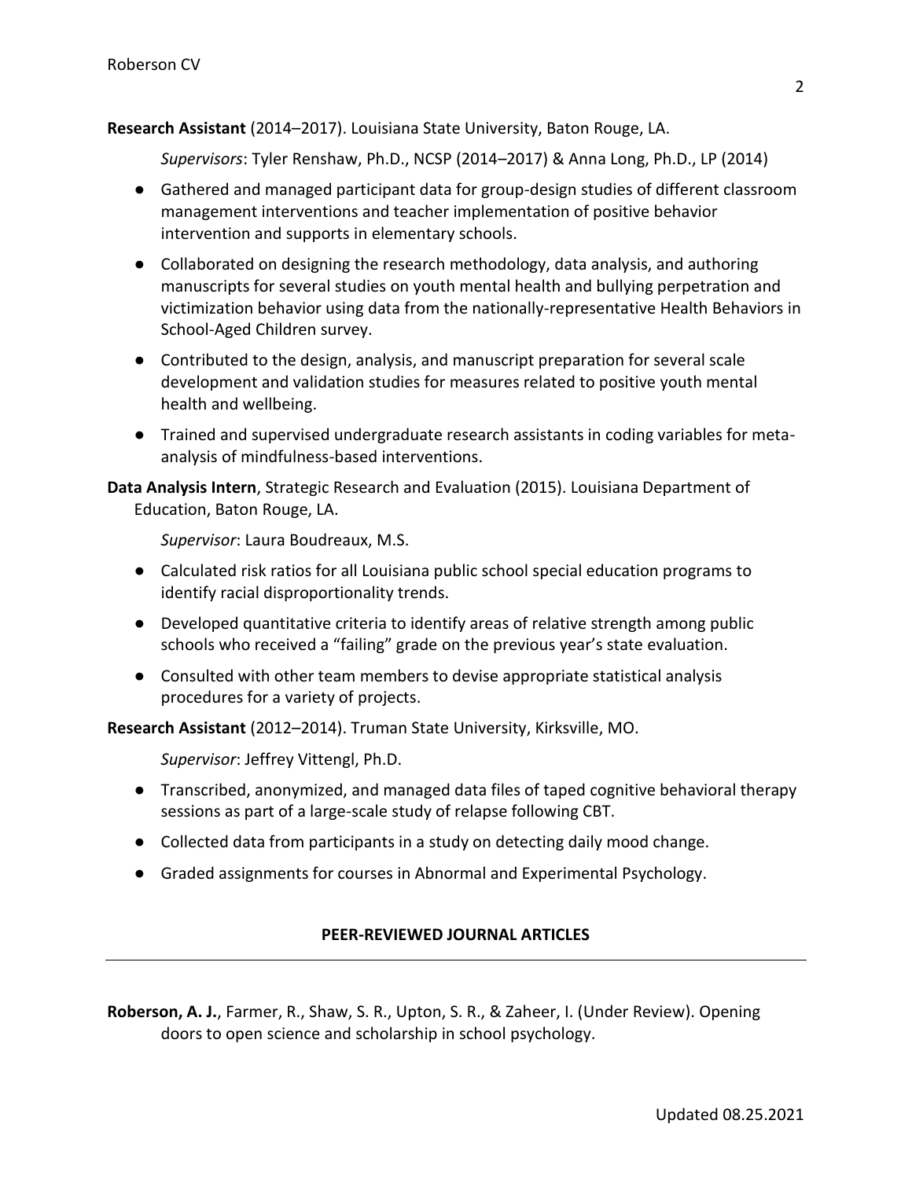**Research Assistant** (2014–2017). Louisiana State University, Baton Rouge, LA.

*Supervisors*: Tyler Renshaw, Ph.D., NCSP (2014–2017) & Anna Long, Ph.D., LP (2014)

- Gathered and managed participant data for group-design studies of different classroom management interventions and teacher implementation of positive behavior intervention and supports in elementary schools.
- Collaborated on designing the research methodology, data analysis, and authoring manuscripts for several studies on youth mental health and bullying perpetration and victimization behavior using data from the nationally-representative Health Behaviors in School-Aged Children survey.
- Contributed to the design, analysis, and manuscript preparation for several scale development and validation studies for measures related to positive youth mental health and wellbeing.
- Trained and supervised undergraduate research assistants in coding variables for meta-analysis of mindfulness-based interventions.

**Data Analysis Intern**, Strategic Research and Evaluation (2015). Louisiana Department of Education, Baton Rouge, LA.

*Supervisor*: Laura Boudreaux, M.S.

- Calculated risk ratios for all Louisiana public school special education programs to identify racial disproportionality trends.
- Developed quantitative criteria to identify areas of relative strength among public schools who received a "failing" grade on the previous year's state evaluation.
- Consulted with other team members to devise appropriate statistical analysis procedures for a variety of projects.

**Research Assistant** (2012–2014). Truman State University, Kirksville, MO.

*Supervisor*: Jeffrey Vittengl, Ph.D.

- Transcribed, anonymized, and managed data files of taped cognitive behavioral therapy sessions as part of a large-scale study of relapse following CBT.
- Collected data from participants in a study on detecting daily mood change.
- Graded assignments for courses in Abnormal and Experimental Psychology.

## PEER-REVIEWED JOURNAL ARTICLES

**Roberson, A. J.**, Farmer, R., Shaw, S. R., Upton, S. R., & Zaheer, I. (Under Review). Opening doors to open science and scholarship in school psychology.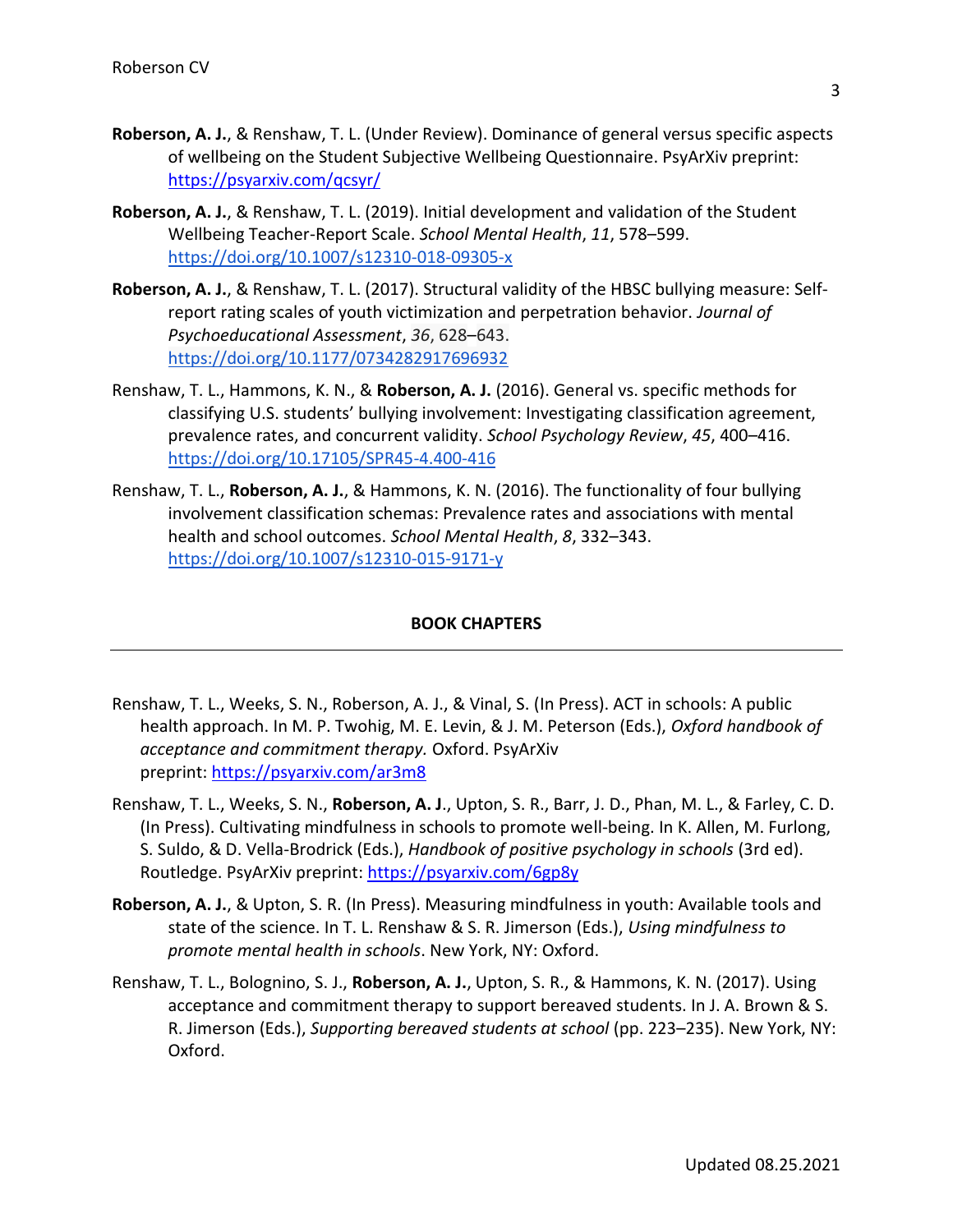**Roberson, A. J.**, & Renshaw, T. L. (Under Review). Dominance of general versus specific aspects of wellbeing on the Student Subjective Wellbeing Questionnaire. PsyArXiv preprint: https://psyarxiv.com/qcsyr/

**Roberson, A. J.**, & Renshaw, T. L. (2019). Initial development and validation of the Student Wellbeing Teacher-Report Scale. *School Mental Health*, *11*, 578–599. https://doi.org/10.1007/s12310-018-09305-x

**Roberson, A. J.**, & Renshaw, T. L. (2017). Structural validity of the HBSC bullying measure: Self-report rating scales of youth victimization and perpetration behavior. *Journal of Psychoeducational Assessment*, *36*, 628–643. https://doi.org/10.1177/0734282917696932

Renshaw, T. L., Hammons, K. N., & **Roberson, A. J.** (2016). General vs. specific methods for classifying U.S. students' bullying involvement: Investigating classification agreement, prevalence rates, and concurrent validity. *School Psychology Review*, *45*, 400–416. https://doi.org/10.17105/SPR45-4.400-416

Renshaw, T. L., **Roberson, A. J.**, & Hammons, K. N. (2016). The functionality of four bullying involvement classification schemas: Prevalence rates and associations with mental health and school outcomes. *School Mental Health*, *8*, 332–343. https://doi.org/10.1007/s12310-015-9171-y

## BOOK CHAPTERS

Renshaw, T. L., Weeks, S. N., Roberson, A. J., & Vinal, S. (In Press). ACT in schools: A public health approach. In M. P. Twohig, M. E. Levin, & J. M. Peterson (Eds.), *Oxford handbook of acceptance and commitment therapy.* Oxford. PsyArXiv preprint: https://psyarxiv.com/ar3m8

Renshaw, T. L., Weeks, S. N., **Roberson, A. J**., Upton, S. R., Barr, J. D., Phan, M. L., & Farley, C. D. (In Press). Cultivating mindfulness in schools to promote well-being. In K. Allen, M. Furlong, S. Suldo, & D. Vella-Brodrick (Eds.), *Handbook of positive psychology in schools* (3rd ed). Routledge. PsyArXiv preprint: https://psyarxiv.com/6gp8y

**Roberson, A. J.**, & Upton, S. R. (In Press). Measuring mindfulness in youth: Available tools and state of the science. In T. L. Renshaw & S. R. Jimerson (Eds.), *Using mindfulness to promote mental health in schools*. New York, NY: Oxford.

Renshaw, T. L., Bolognino, S. J., **Roberson, A. J.**, Upton, S. R., & Hammons, K. N. (2017). Using acceptance and commitment therapy to support bereaved students. In J. A. Brown & S. R. Jimerson (Eds.), *Supporting bereaved students at school* (pp. 223–235). New York, NY: Oxford.

Updated 08.25.2021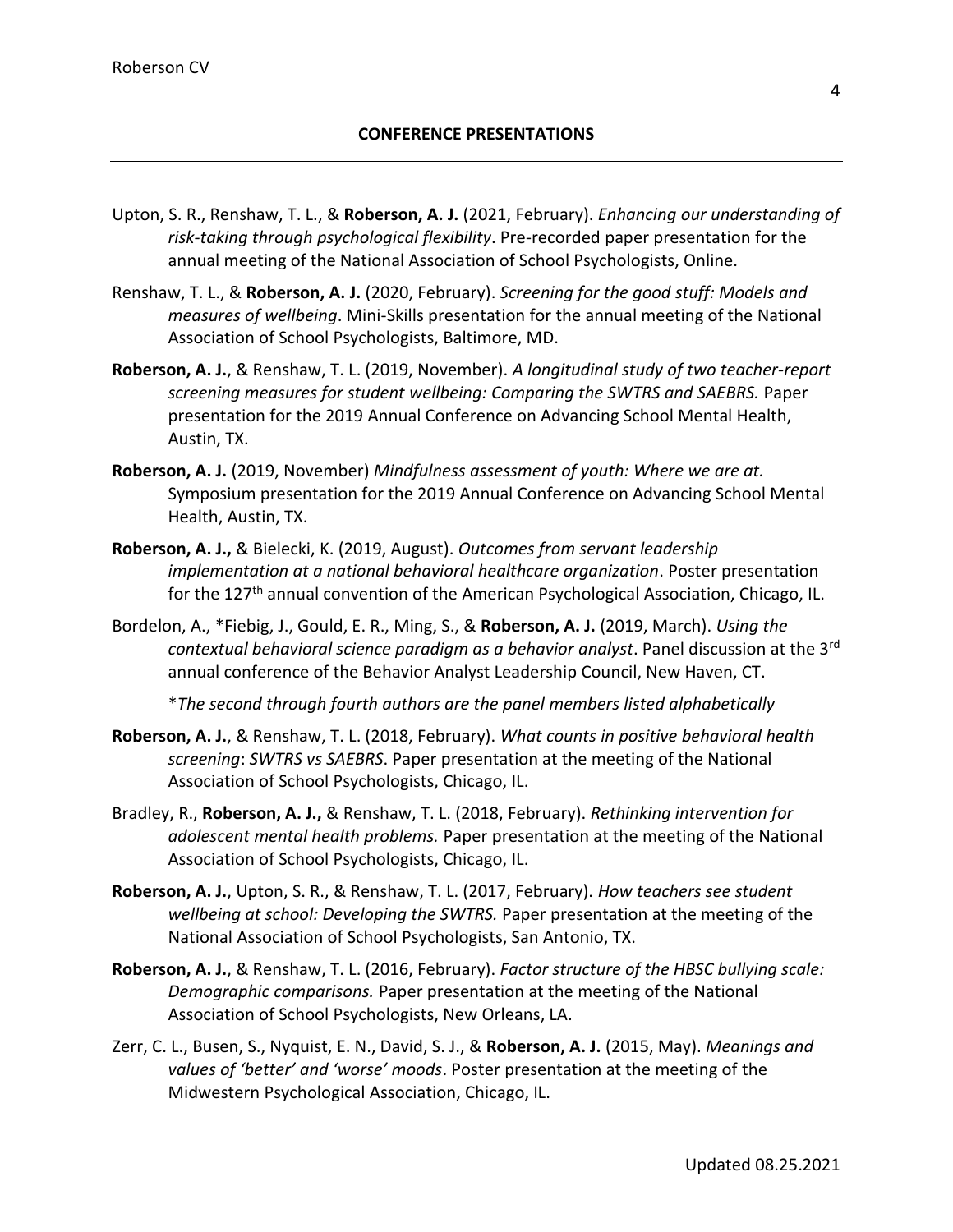## CONFERENCE PRESENTATIONS

---

Upton, S. R., Renshaw, T. L., & **Roberson, A. J.** (2021, February). *Enhancing our understanding of risk-taking through psychological flexibility*. Pre-recorded paper presentation for the annual meeting of the National Association of School Psychologists, Online.

Renshaw, T. L., & **Roberson, A. J.** (2020, February). *Screening for the good stuff: Models and measures of wellbeing*. Mini-Skills presentation for the annual meeting of the National Association of School Psychologists, Baltimore, MD.

**Roberson, A. J.**, & Renshaw, T. L. (2019, November). *A longitudinal study of two teacher-report screening measures for student wellbeing: Comparing the SWTRS and SAEBRS.* Paper presentation for the 2019 Annual Conference on Advancing School Mental Health, Austin, TX.

**Roberson, A. J.** (2019, November) *Mindfulness assessment of youth: Where we are at.* Symposium presentation for the 2019 Annual Conference on Advancing School Mental Health, Austin, TX.

**Roberson, A. J.,** & Bielecki, K. (2019, August). *Outcomes from servant leadership implementation at a national behavioral healthcare organization*. Poster presentation for the 127th annual convention of the American Psychological Association, Chicago, IL.

Bordelon, A., *Fiebig, J., Gould, E. R., Ming, S., & **Roberson, A. J.** (2019, March). *Using the contextual behavioral science paradigm as a behavior analyst*. Panel discussion at the 3rd annual conference of the Behavior Analyst Leadership Council, New Haven, CT.

*\*The second through fourth authors are the panel members listed alphabetically*

**Roberson, A. J.**, & Renshaw, T. L. (2018, February). *What counts in positive behavioral health screening*: *SWTRS vs SAEBRS*. Paper presentation at the meeting of the National Association of School Psychologists, Chicago, IL.

Bradley, R., **Roberson, A. J.,** & Renshaw, T. L. (2018, February). *Rethinking intervention for adolescent mental health problems.* Paper presentation at the meeting of the National Association of School Psychologists, Chicago, IL.

**Roberson, A. J.**, Upton, S. R., & Renshaw, T. L. (2017, February). *How teachers see student wellbeing at school: Developing the SWTRS.* Paper presentation at the meeting of the National Association of School Psychologists, San Antonio, TX.

**Roberson, A. J.**, & Renshaw, T. L. (2016, February). *Factor structure of the HBSC bullying scale: Demographic comparisons.* Paper presentation at the meeting of the National Association of School Psychologists, New Orleans, LA.

Zerr, C. L., Busen, S., Nyquist, E. N., David, S. J., & **Roberson, A. J.** (2015, May). *Meanings and values of 'better' and 'worse' moods*. Poster presentation at the meeting of the Midwestern Psychological Association, Chicago, IL.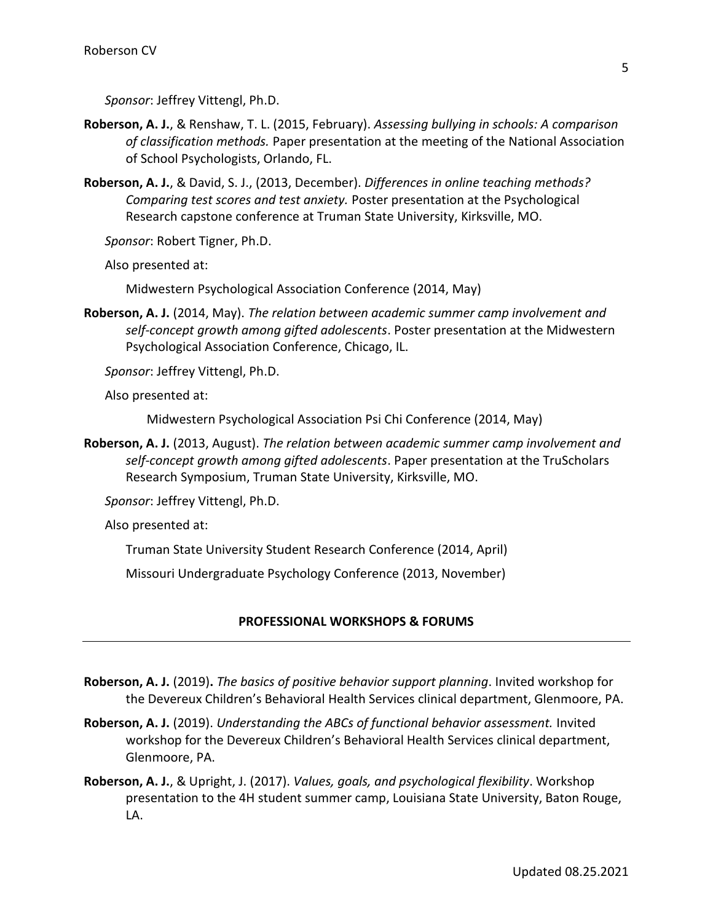*Sponsor*: Jeffrey Vittengl, Ph.D.

**Roberson, A. J.**, & Renshaw, T. L. (2015, February). *Assessing bullying in schools: A comparison of classification methods.* Paper presentation at the meeting of the National Association of School Psychologists, Orlando, FL.

**Roberson, A. J.**, & David, S. J., (2013, December). *Differences in online teaching methods? Comparing test scores and test anxiety.* Poster presentation at the Psychological Research capstone conference at Truman State University, Kirksville, MO.

*Sponsor*: Robert Tigner, Ph.D.

Also presented at:

Midwestern Psychological Association Conference (2014, May)

**Roberson, A. J.** (2014, May). *The relation between academic summer camp involvement and self-concept growth among gifted adolescents*. Poster presentation at the Midwestern Psychological Association Conference, Chicago, IL.

*Sponsor*: Jeffrey Vittengl, Ph.D.

Also presented at:

Midwestern Psychological Association Psi Chi Conference (2014, May)

**Roberson, A. J.** (2013, August). *The relation between academic summer camp involvement and self-concept growth among gifted adolescents*. Paper presentation at the TruScholars Research Symposium, Truman State University, Kirksville, MO.

*Sponsor*: Jeffrey Vittengl, Ph.D.

Also presented at:

Truman State University Student Research Conference (2014, April)

Missouri Undergraduate Psychology Conference (2013, November)

## PROFESSIONAL WORKSHOPS & FORUMS

**Roberson, A. J.** (2019)**.** *The basics of positive behavior support planning*. Invited workshop for the Devereux Children's Behavioral Health Services clinical department, Glenmoore, PA.

**Roberson, A. J.** (2019). *Understanding the ABCs of functional behavior assessment.* Invited workshop for the Devereux Children's Behavioral Health Services clinical department, Glenmoore, PA.

**Roberson, A. J.**, & Upright, J. (2017). *Values, goals, and psychological flexibility*. Workshop presentation to the 4H student summer camp, Louisiana State University, Baton Rouge, LA.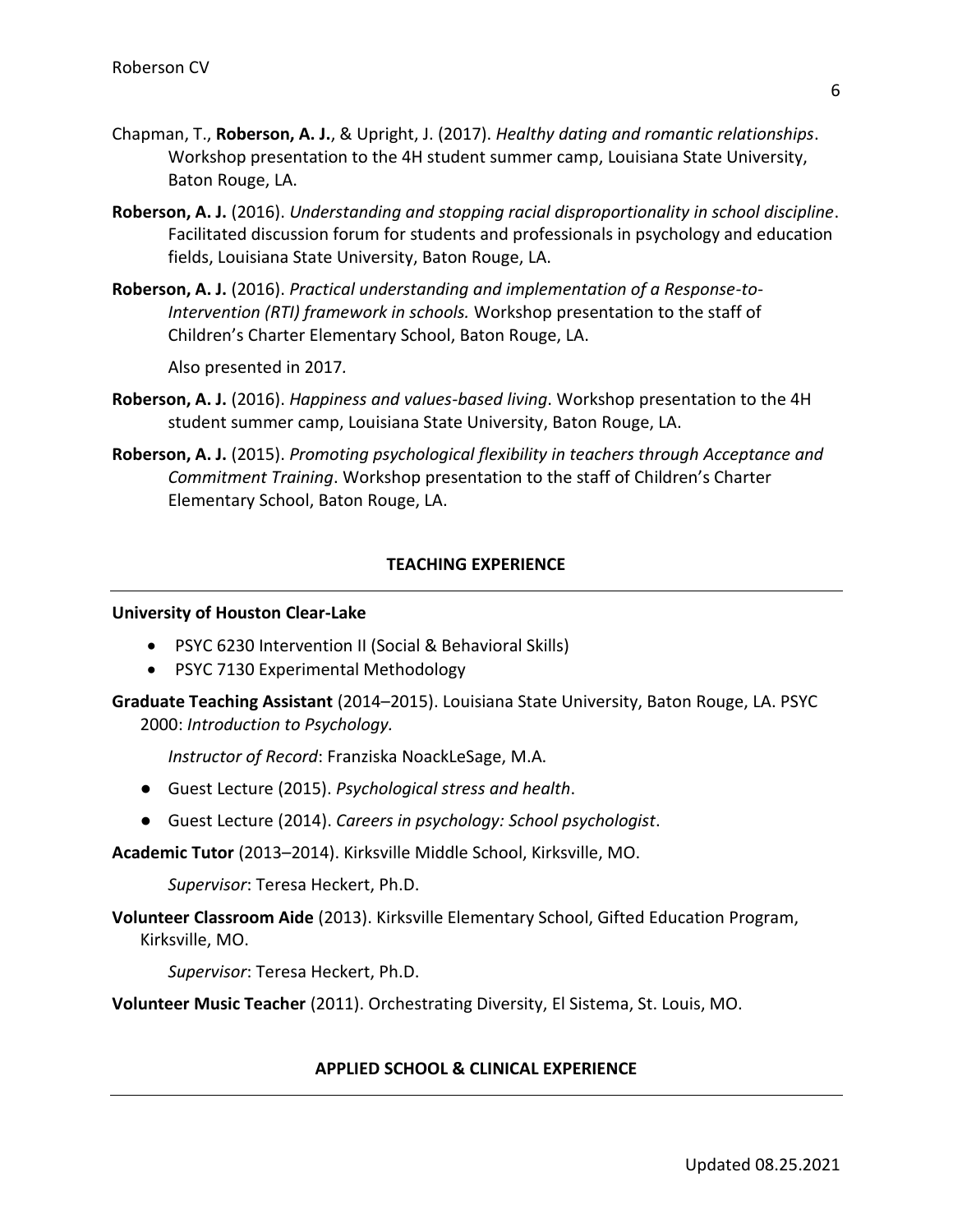Chapman, T., **Roberson, A. J.**, & Upright, J. (2017). *Healthy dating and romantic relationships*. Workshop presentation to the 4H student summer camp, Louisiana State University, Baton Rouge, LA.

**Roberson, A. J.** (2016). *Understanding and stopping racial disproportionality in school discipline*. Facilitated discussion forum for students and professionals in psychology and education fields, Louisiana State University, Baton Rouge, LA.

**Roberson, A. J.** (2016). *Practical understanding and implementation of a Response-to-Intervention (RTI) framework in schools.* Workshop presentation to the staff of Children's Charter Elementary School, Baton Rouge, LA.

Also presented in 2017.

**Roberson, A. J.** (2016). *Happiness and values-based living*. Workshop presentation to the 4H student summer camp, Louisiana State University, Baton Rouge, LA.

**Roberson, A. J.** (2015). *Promoting psychological flexibility in teachers through Acceptance and Commitment Training*. Workshop presentation to the staff of Children's Charter Elementary School, Baton Rouge, LA.

## TEACHING EXPERIENCE

**University of Houston Clear-Lake**

- PSYC 6230 Intervention II (Social & Behavioral Skills)
- PSYC 7130 Experimental Methodology

**Graduate Teaching Assistant** (2014–2015). Louisiana State University, Baton Rouge, LA. PSYC 2000: *Introduction to Psychology.*

*Instructor of Record*: Franziska NoackLeSage, M.A.

- Guest Lecture (2015). *Psychological stress and health*.
- Guest Lecture (2014). *Careers in psychology: School psychologist*.

**Academic Tutor** (2013–2014). Kirksville Middle School, Kirksville, MO.

*Supervisor*: Teresa Heckert, Ph.D.

**Volunteer Classroom Aide** (2013). Kirksville Elementary School, Gifted Education Program, Kirksville, MO.

*Supervisor*: Teresa Heckert, Ph.D.

**Volunteer Music Teacher** (2011). Orchestrating Diversity, El Sistema, St. Louis, MO.

## APPLIED SCHOOL & CLINICAL EXPERIENCE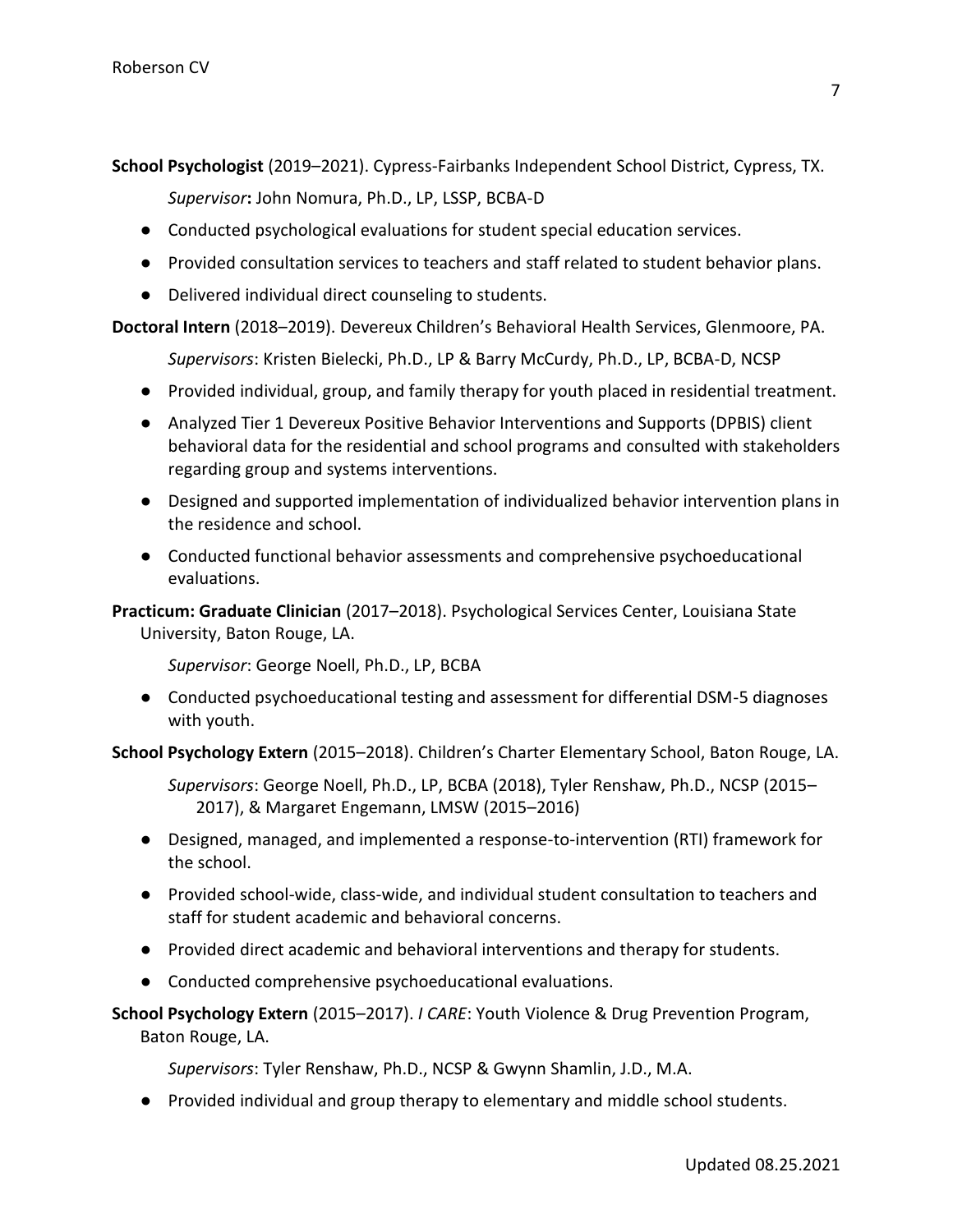**School Psychologist** (2019–2021). Cypress-Fairbanks Independent School District, Cypress, TX.

*Supervisor***:** John Nomura, Ph.D., LP, LSSP, BCBA-D

- Conducted psychological evaluations for student special education services.
- Provided consultation services to teachers and staff related to student behavior plans.
- Delivered individual direct counseling to students.

**Doctoral Intern** (2018–2019). Devereux Children's Behavioral Health Services, Glenmoore, PA.

*Supervisors*: Kristen Bielecki, Ph.D., LP & Barry McCurdy, Ph.D., LP, BCBA-D, NCSP

- Provided individual, group, and family therapy for youth placed in residential treatment.
- Analyzed Tier 1 Devereux Positive Behavior Interventions and Supports (DPBIS) client behavioral data for the residential and school programs and consulted with stakeholders regarding group and systems interventions.
- Designed and supported implementation of individualized behavior intervention plans in the residence and school.
- Conducted functional behavior assessments and comprehensive psychoeducational evaluations.

**Practicum: Graduate Clinician** (2017–2018). Psychological Services Center, Louisiana State University, Baton Rouge, LA.

*Supervisor*: George Noell, Ph.D., LP, BCBA

- Conducted psychoeducational testing and assessment for differential DSM-5 diagnoses with youth.

**School Psychology Extern** (2015–2018). Children's Charter Elementary School, Baton Rouge, LA.

*Supervisors*: George Noell, Ph.D., LP, BCBA (2018), Tyler Renshaw, Ph.D., NCSP (2015–2017), & Margaret Engemann, LMSW (2015–2016)

- Designed, managed, and implemented a response-to-intervention (RTI) framework for the school.
- Provided school-wide, class-wide, and individual student consultation to teachers and staff for student academic and behavioral concerns.
- Provided direct academic and behavioral interventions and therapy for students.
- Conducted comprehensive psychoeducational evaluations.

**School Psychology Extern** (2015–2017). *I CARE*: Youth Violence & Drug Prevention Program, Baton Rouge, LA.

*Supervisors*: Tyler Renshaw, Ph.D., NCSP & Gwynn Shamlin, J.D., M.A.

- Provided individual and group therapy to elementary and middle school students.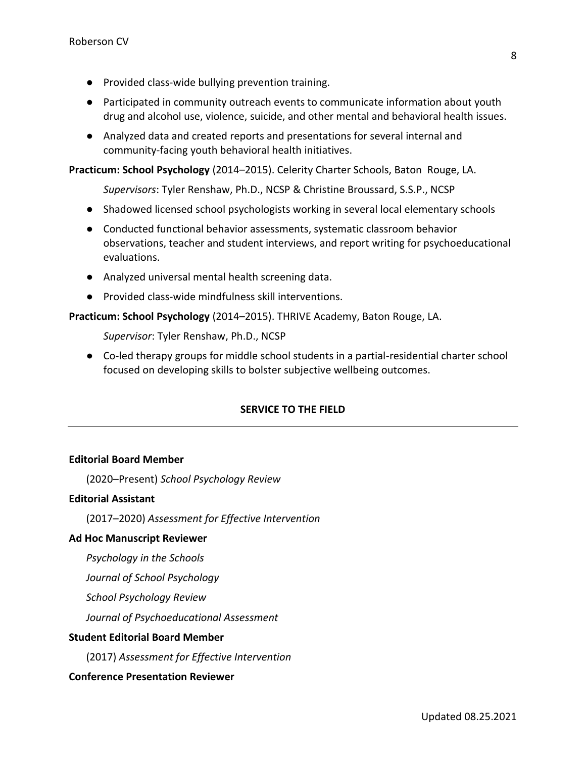- Provided class-wide bullying prevention training.
- Participated in community outreach events to communicate information about youth drug and alcohol use, violence, suicide, and other mental and behavioral health issues.
- Analyzed data and created reports and presentations for several internal and community-facing youth behavioral health initiatives.

**Practicum: School Psychology** (2014–2015). Celerity Charter Schools, Baton Rouge, LA.

*Supervisors*: Tyler Renshaw, Ph.D., NCSP & Christine Broussard, S.S.P., NCSP

- Shadowed licensed school psychologists working in several local elementary schools
- Conducted functional behavior assessments, systematic classroom behavior observations, teacher and student interviews, and report writing for psychoeducational evaluations.
- Analyzed universal mental health screening data.
- Provided class-wide mindfulness skill interventions.

**Practicum: School Psychology** (2014–2015). THRIVE Academy, Baton Rouge, LA.

*Supervisor*: Tyler Renshaw, Ph.D., NCSP

- Co-led therapy groups for middle school students in a partial-residential charter school focused on developing skills to bolster subjective wellbeing outcomes.

## SERVICE TO THE FIELD

**Editorial Board Member**

(2020–Present) *School Psychology Review*

**Editorial Assistant**

(2017–2020) *Assessment for Effective Intervention*

**Ad Hoc Manuscript Reviewer**

*Psychology in the Schools*

*Journal of School Psychology*

*School Psychology Review*

*Journal of Psychoeducational Assessment*

**Student Editorial Board Member**

(2017) *Assessment for Effective Intervention*

**Conference Presentation Reviewer**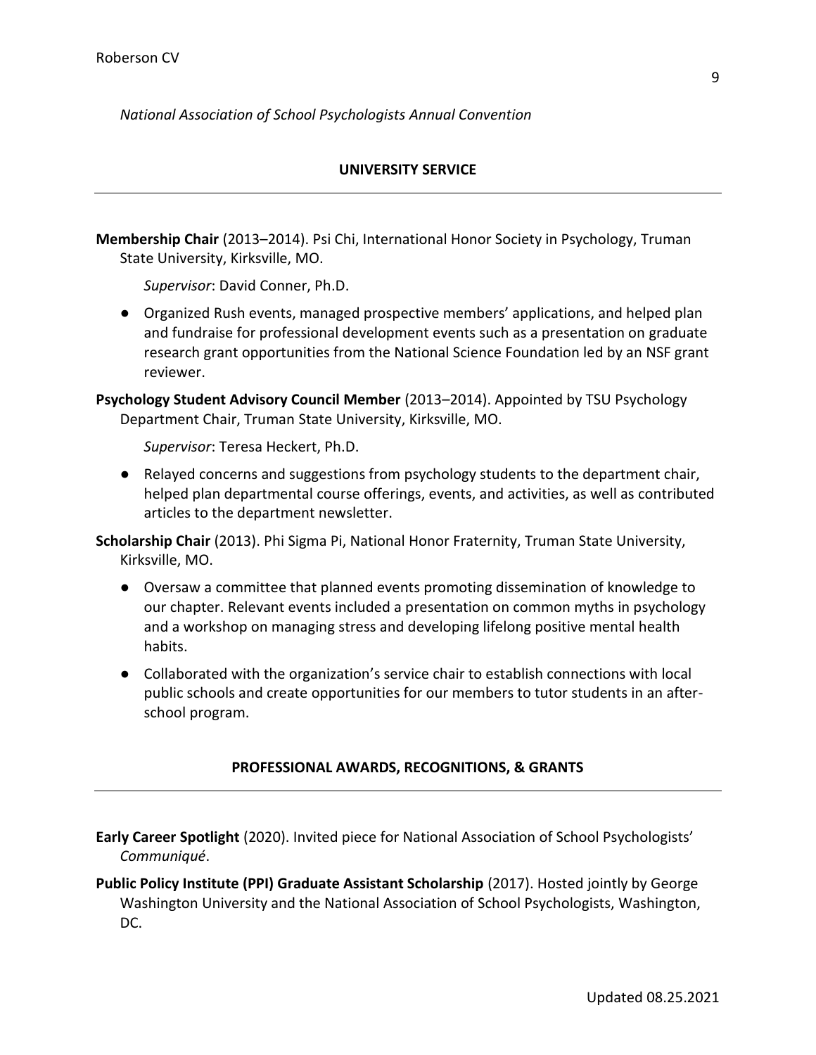*National Association of School Psychologists Annual Convention*

## UNIVERSITY SERVICE

**Membership Chair** (2013–2014). Psi Chi, International Honor Society in Psychology, Truman State University, Kirksville, MO.

*Supervisor*: David Conner, Ph.D.

- Organized Rush events, managed prospective members' applications, and helped plan and fundraise for professional development events such as a presentation on graduate research grant opportunities from the National Science Foundation led by an NSF grant reviewer.

**Psychology Student Advisory Council Member** (2013–2014). Appointed by TSU Psychology Department Chair, Truman State University, Kirksville, MO.

*Supervisor*: Teresa Heckert, Ph.D.

- Relayed concerns and suggestions from psychology students to the department chair, helped plan departmental course offerings, events, and activities, as well as contributed articles to the department newsletter.

**Scholarship Chair** (2013). Phi Sigma Pi, National Honor Fraternity, Truman State University, Kirksville, MO.

- Oversaw a committee that planned events promoting dissemination of knowledge to our chapter. Relevant events included a presentation on common myths in psychology and a workshop on managing stress and developing lifelong positive mental health habits.
- Collaborated with the organization's service chair to establish connections with local public schools and create opportunities for our members to tutor students in an after-school program.

## PROFESSIONAL AWARDS, RECOGNITIONS, & GRANTS

**Early Career Spotlight** (2020). Invited piece for National Association of School Psychologists' *Communiqué*.

**Public Policy Institute (PPI) Graduate Assistant Scholarship** (2017). Hosted jointly by George Washington University and the National Association of School Psychologists, Washington, DC.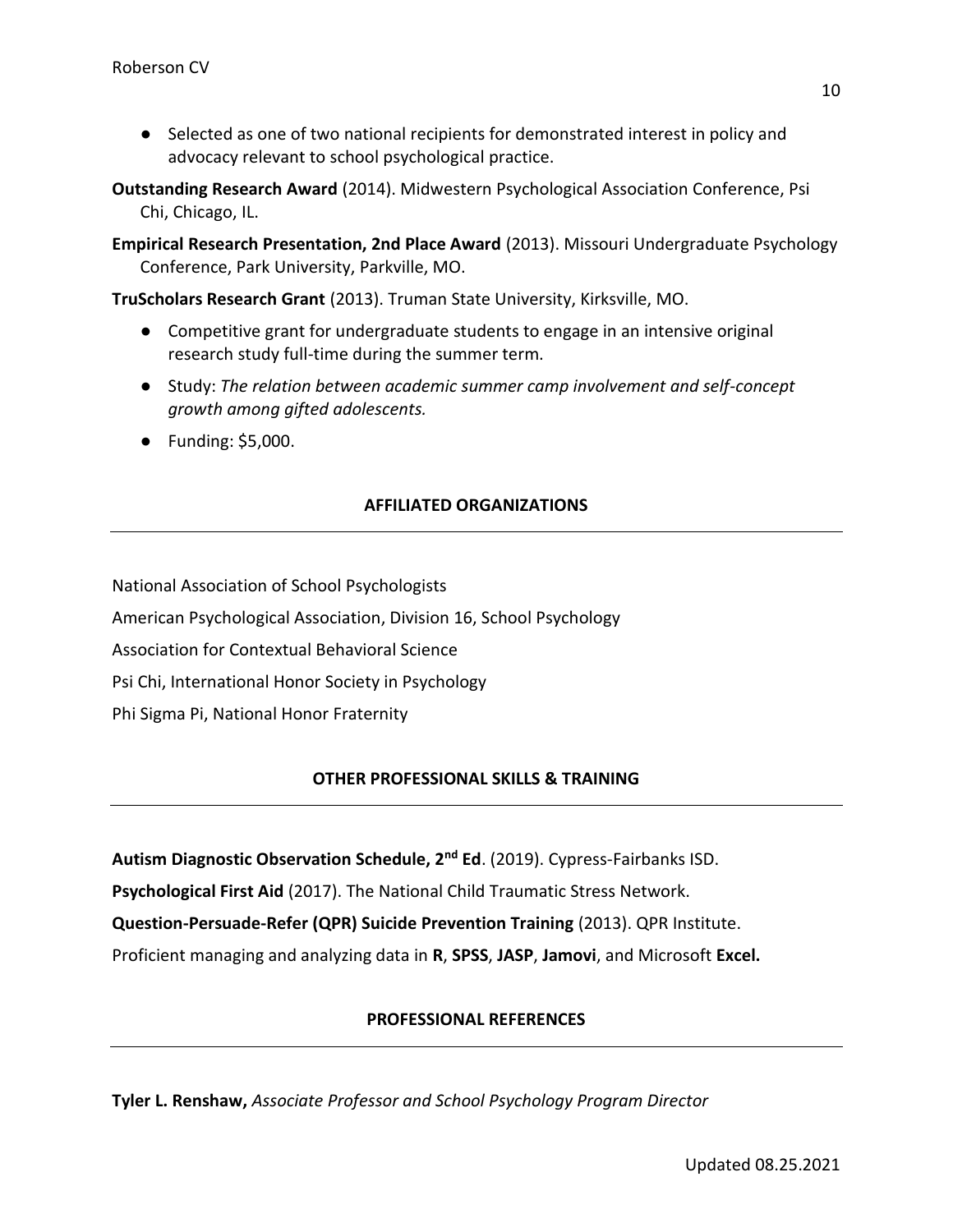- Selected as one of two national recipients for demonstrated interest in policy and advocacy relevant to school psychological practice.

**Outstanding Research Award** (2014). Midwestern Psychological Association Conference, Psi Chi, Chicago, IL.

**Empirical Research Presentation, 2nd Place Award** (2013). Missouri Undergraduate Psychology Conference, Park University, Parkville, MO.

**TruScholars Research Grant** (2013). Truman State University, Kirksville, MO.

- Competitive grant for undergraduate students to engage in an intensive original research study full-time during the summer term.
- Study: *The relation between academic summer camp involvement and self-concept growth among gifted adolescents.*
- Funding: $5,000.

## AFFILIATED ORGANIZATIONS

National Association of School Psychologists

American Psychological Association, Division 16, School Psychology

Association for Contextual Behavioral Science

Psi Chi, International Honor Society in Psychology

Phi Sigma Pi, National Honor Fraternity

## OTHER PROFESSIONAL SKILLS & TRAINING

**Autism Diagnostic Observation Schedule, 2nd Ed**. (2019). Cypress-Fairbanks ISD.

**Psychological First Aid** (2017). The National Child Traumatic Stress Network.

**Question-Persuade-Refer (QPR) Suicide Prevention Training** (2013). QPR Institute.

Proficient managing and analyzing data in **R**, **SPSS**, **JASP**, **Jamovi**, and Microsoft **Excel.**

## PROFESSIONAL REFERENCES

**Tyler L. Renshaw,** *Associate Professor and School Psychology Program Director*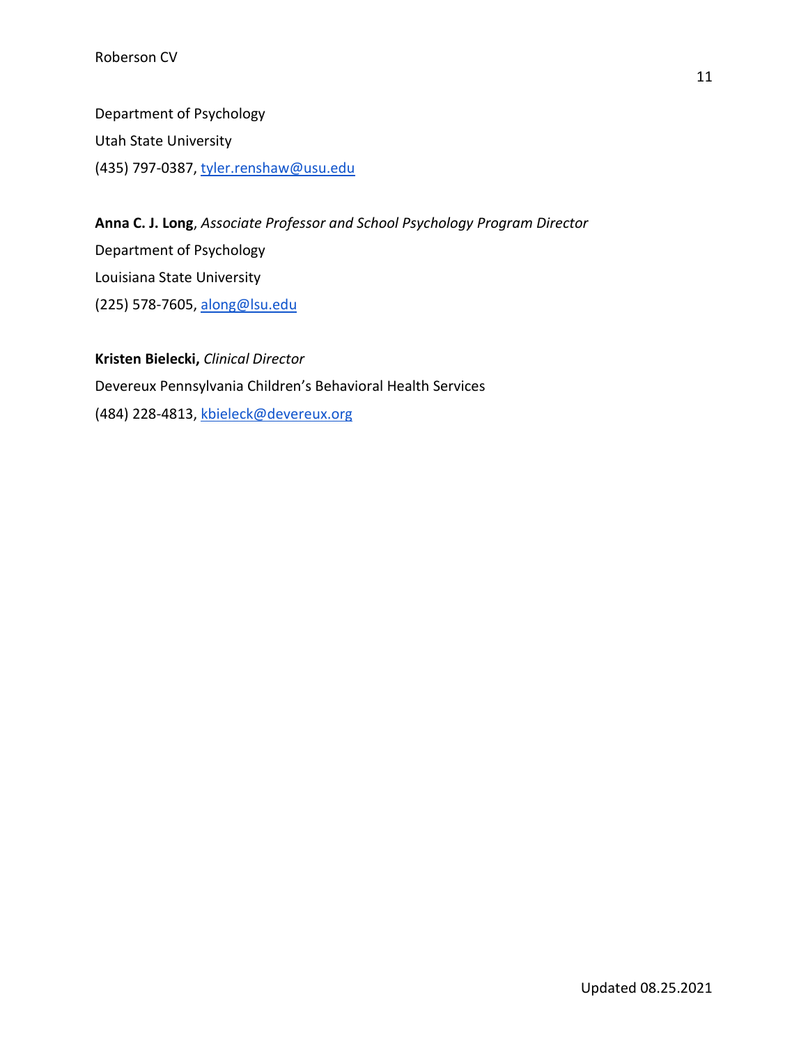Department of Psychology
Utah State University
(435) 797-0387, tyler.renshaw@usu.edu

**Anna C. J. Long**, *Associate Professor and School Psychology Program Director*
Department of Psychology
Louisiana State University
(225) 578-7605, along@lsu.edu

**Kristen Bielecki,** *Clinical Director*
Devereux Pennsylvania Children's Behavioral Health Services
(484) 228-4813, kbieleck@devereux.org

Updated 08.25.2021